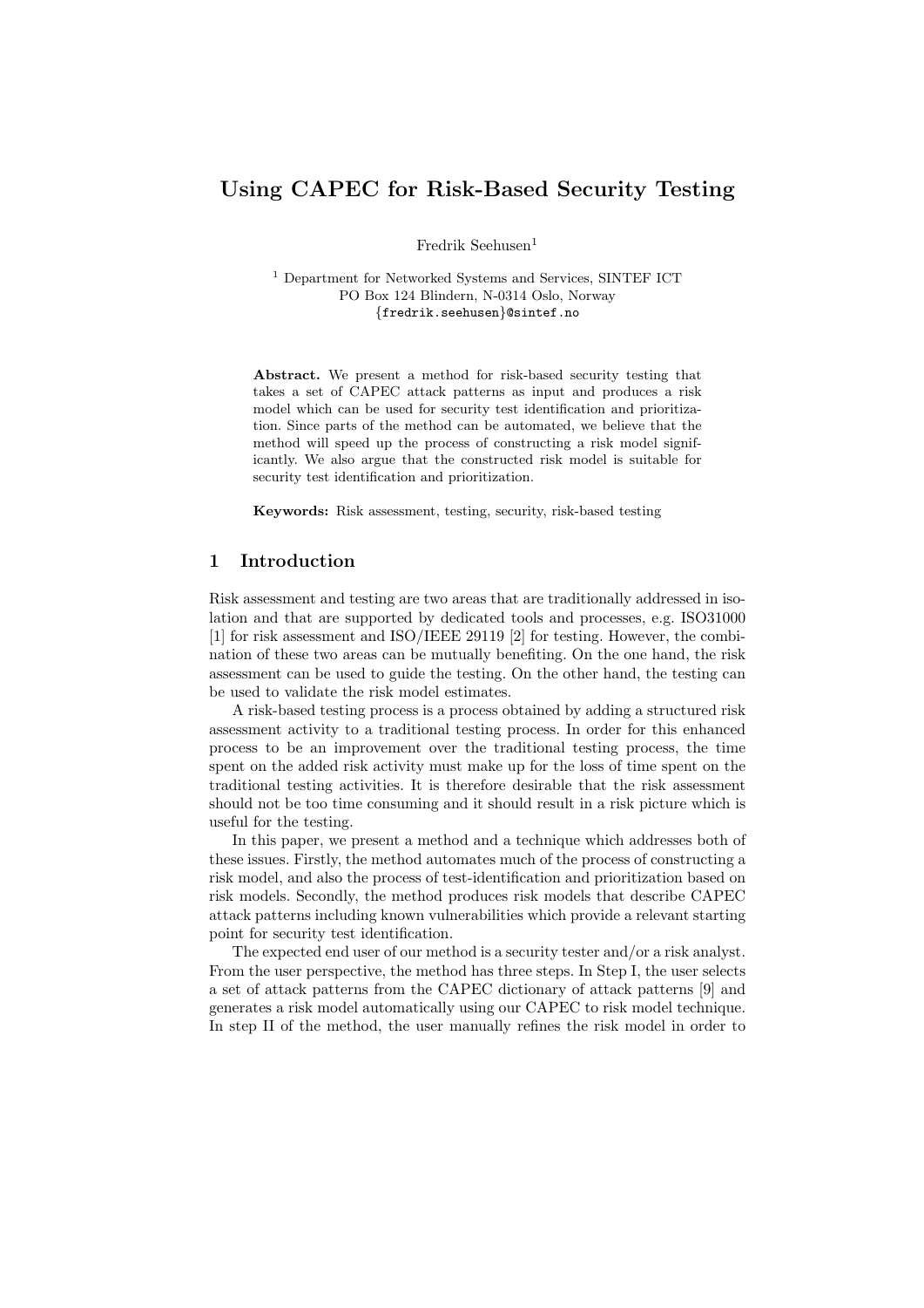# Using CAPEC for Risk-Based Security Testing

Fredrik Seehusen[1]

[1] Department for Networked Systems and Services, SINTEF ICT
PO Box 124 Blindern, N-0314 Oslo, Norway
{fredrik.seehusen}@sintef.no

**Abstract.** We present a method for risk-based security testing that takes a set of CAPEC attack patterns as input and produces a risk model which can be used for security test identification and prioritization. Since parts of the method can be automated, we believe that the method will speed up the process of constructing a risk model significantly. We also argue that the constructed risk model is suitable for security test identification and prioritization.

**Keywords:** Risk assessment, testing, security, risk-based testing

## 1 Introduction

Risk assessment and testing are two areas that are traditionally addressed in isolation and that are supported by dedicated tools and processes, e.g. ISO31000 [1] for risk assessment and ISO/IEEE 29119 [2] for testing. However, the combination of these two areas can be mutually benefiting. On the one hand, the risk assessment can be used to guide the testing. On the other hand, the testing can be used to validate the risk model estimates.

A risk-based testing process is a process obtained by adding a structured risk assessment activity to a traditional testing process. In order for this enhanced process to be an improvement over the traditional testing process, the time spent on the added risk activity must make up for the loss of time spent on the traditional testing activities. It is therefore desirable that the risk assessment should not be too time consuming and it should result in a risk picture which is useful for the testing.

In this paper, we present a method and a technique which addresses both of these issues. Firstly, the method automates much of the process of constructing a risk model, and also the process of test-identification and prioritization based on risk models. Secondly, the method produces risk models that describe CAPEC attack patterns including known vulnerabilities which provide a relevant starting point for security test identification.

The expected end user of our method is a security tester and/or a risk analyst. From the user perspective, the method has three steps. In Step I, the user selects a set of attack patterns from the CAPEC dictionary of attack patterns [9] and generates a risk model automatically using our CAPEC to risk model technique. In step II of the method, the user manually refines the risk model in order to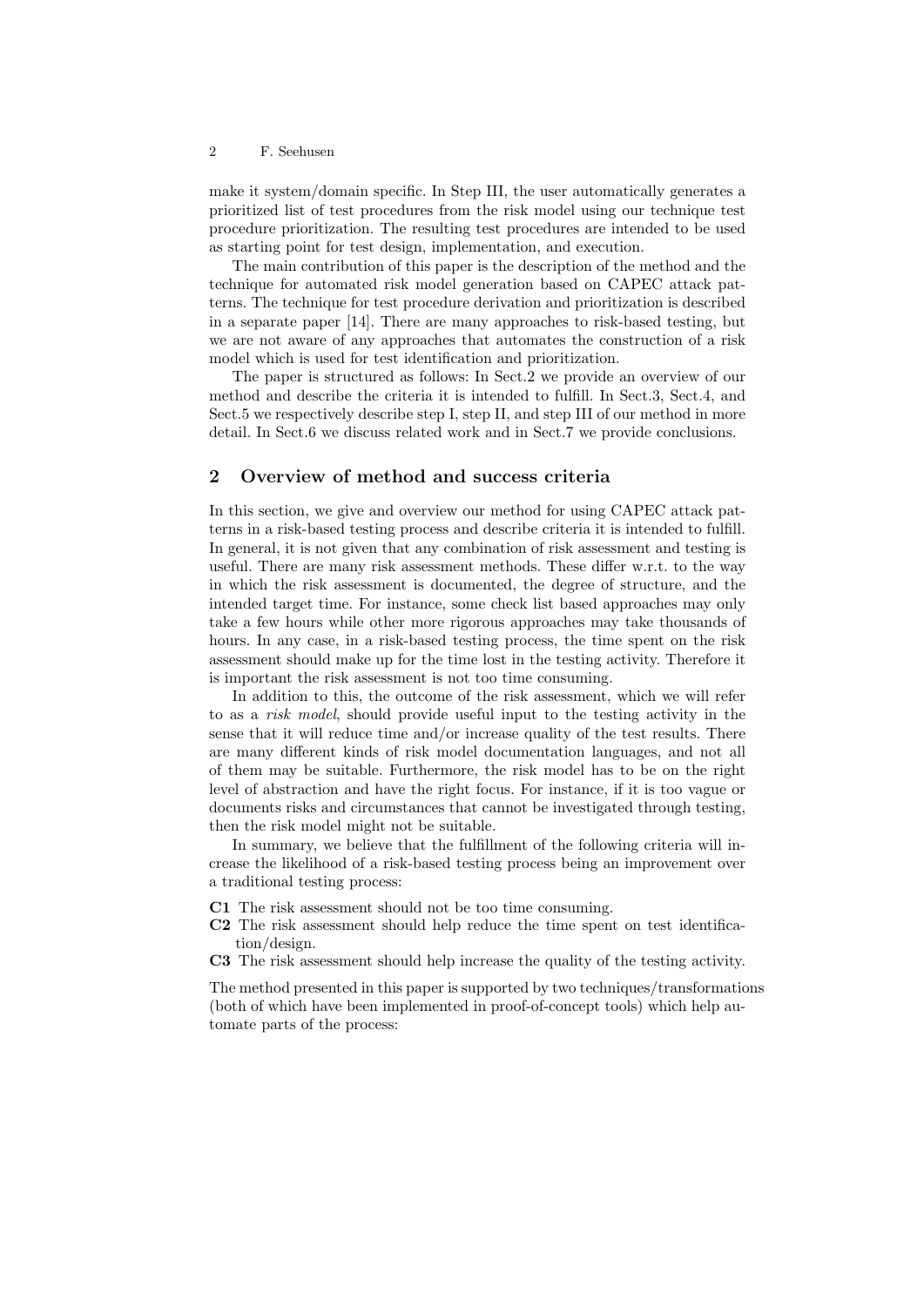make it system/domain specific. In Step III, the user automatically generates a prioritized list of test procedures from the risk model using our technique test procedure prioritization. The resulting test procedures are intended to be used as starting point for test design, implementation, and execution.

The main contribution of this paper is the description of the method and the technique for automated risk model generation based on CAPEC attack patterns. The technique for test procedure derivation and prioritization is described in a separate paper [14]. There are many approaches to risk-based testing, but we are not aware of any approaches that automates the construction of a risk model which is used for test identification and prioritization.

The paper is structured as follows: In Sect.2 we provide an overview of our method and describe the criteria it is intended to fulfill. In Sect.3, Sect.4, and Sect.5 we respectively describe step I, step II, and step III of our method in more detail. In Sect.6 we discuss related work and in Sect.7 we provide conclusions.

## 2 Overview of method and success criteria

In this section, we give and overview our method for using CAPEC attack patterns in a risk-based testing process and describe criteria it is intended to fulfill. In general, it is not given that any combination of risk assessment and testing is useful. There are many risk assessment methods. These differ w.r.t. to the way in which the risk assessment is documented, the degree of structure, and the intended target time. For instance, some check list based approaches may only take a few hours while other more rigorous approaches may take thousands of hours. In any case, in a risk-based testing process, the time spent on the risk assessment should make up for the time lost in the testing activity. Therefore it is important the risk assessment is not too time consuming.

In addition to this, the outcome of the risk assessment, which we will refer to as a *risk model*, should provide useful input to the testing activity in the sense that it will reduce time and/or increase quality of the test results. There are many different kinds of risk model documentation languages, and not all of them may be suitable. Furthermore, the risk model has to be on the right level of abstraction and have the right focus. For instance, if it is too vague or documents risks and circumstances that cannot be investigated through testing, then the risk model might not be suitable.

In summary, we believe that the fulfillment of the following criteria will increase the likelihood of a risk-based testing process being an improvement over a traditional testing process:

**C1** The risk assessment should not be too time consuming.
**C2** The risk assessment should help reduce the time spent on test identification/design.
**C3** The risk assessment should help increase the quality of the testing activity.

The method presented in this paper is supported by two techniques/transformations (both of which have been implemented in proof-of-concept tools) which help automate parts of the process: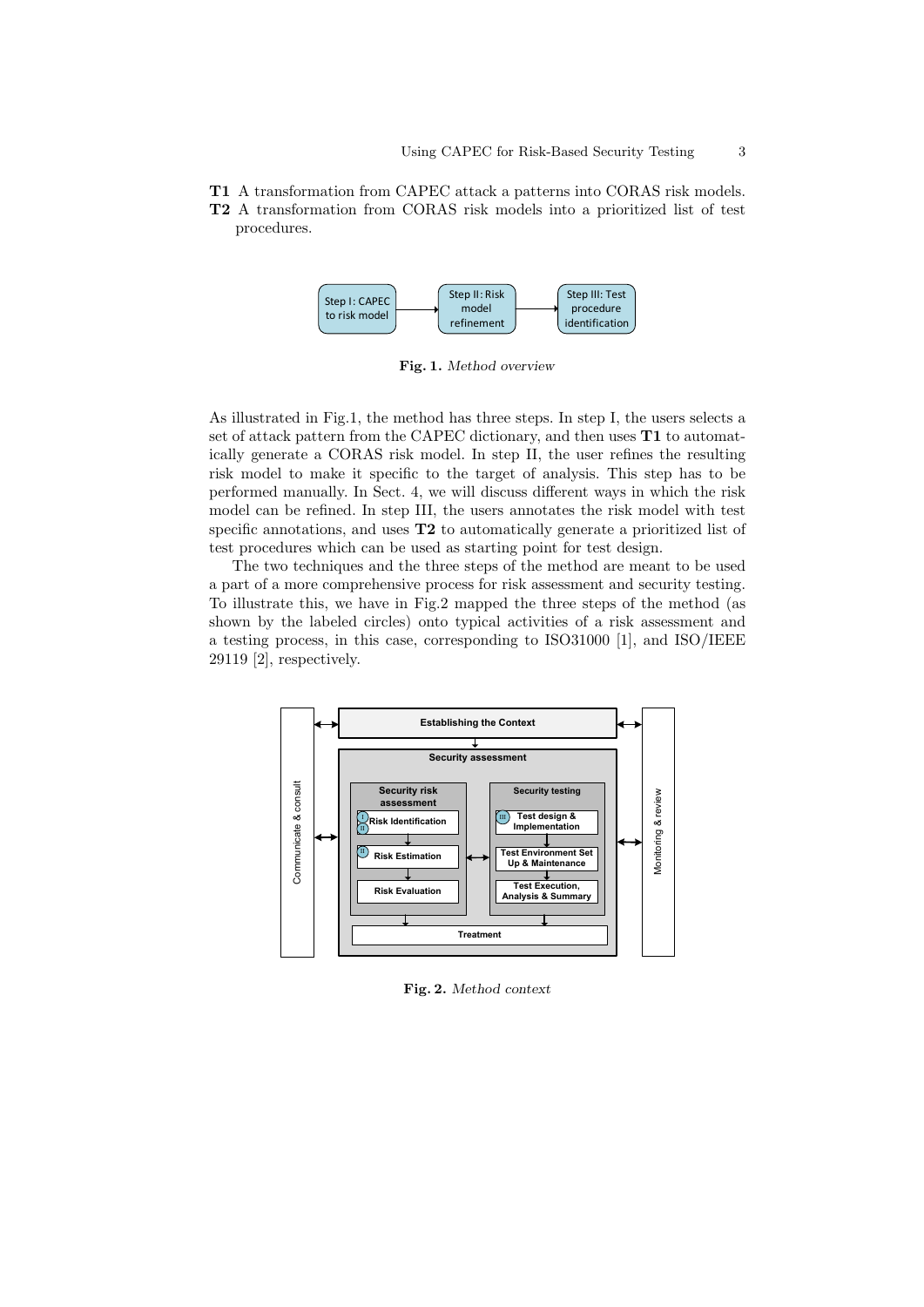**T1** A transformation from CAPEC attack a patterns into CORAS risk models.

**T2** A transformation from CORAS risk models into a prioritized list of test procedures.

**Fig. 1.** *Method overview*

As illustrated in Fig.1, the method has three steps. In step I, the users selects a set of attack pattern from the CAPEC dictionary, and then uses **T1** to automatically generate a CORAS risk model. In step II, the user refines the resulting risk model to make it specific to the target of analysis. This step has to be performed manually. In Sect. 4, we will discuss different ways in which the risk model can be refined. In step III, the users annotates the risk model with test specific annotations, and uses **T2** to automatically generate a prioritized list of test procedures which can be used as starting point for test design.

The two techniques and the three steps of the method are meant to be used a part of a more comprehensive process for risk assessment and security testing. To illustrate this, we have in Fig.2 mapped the three steps of the method (as shown by the labeled circles) onto typical activities of a risk assessment and a testing process, in this case, corresponding to ISO31000 [1], and ISO/IEEE 29119 [2], respectively.

**Fig. 2.** *Method context*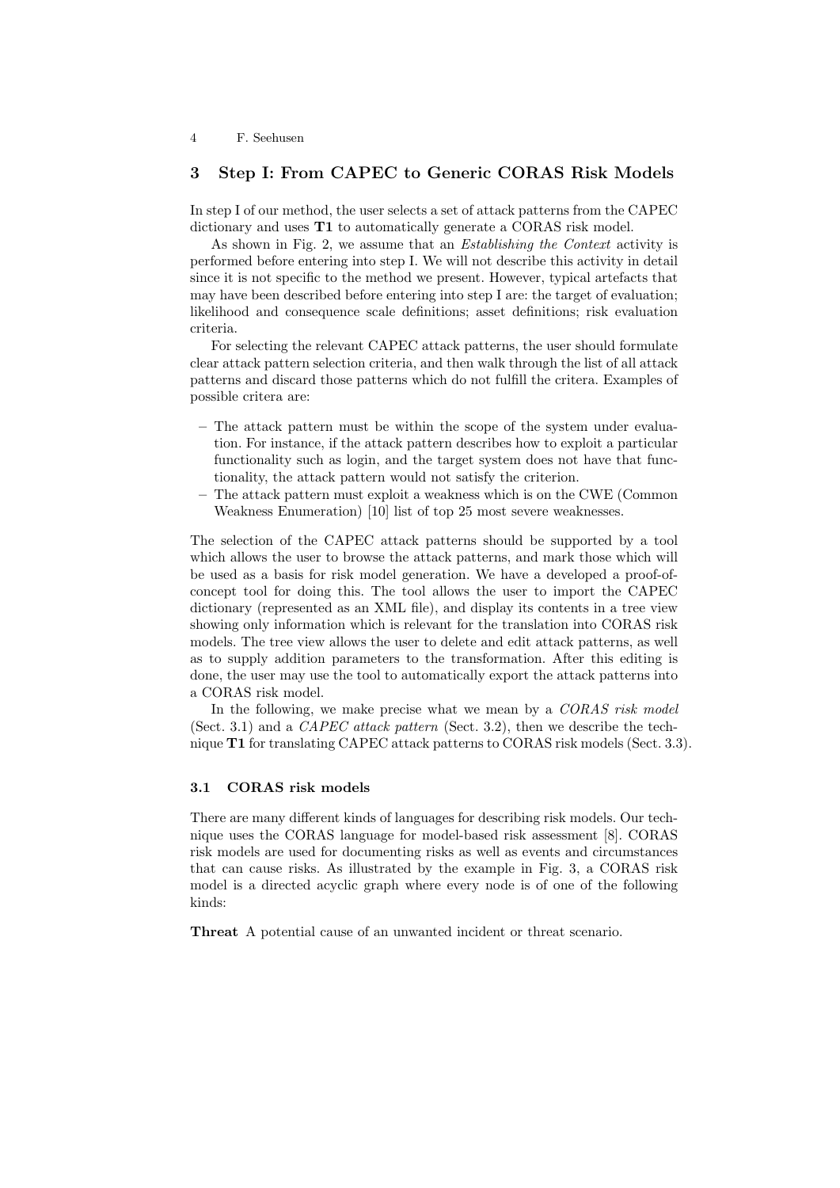## 3 Step I: From CAPEC to Generic CORAS Risk Models

In step I of our method, the user selects a set of attack patterns from the CAPEC dictionary and uses **T1** to automatically generate a CORAS risk model.

As shown in Fig. 2, we assume that an *Establishing the Context* activity is performed before entering into step I. We will not describe this activity in detail since it is not specific to the method we present. However, typical artefacts that may have been described before entering into step I are: the target of evaluation; likelihood and consequence scale definitions; asset definitions; risk evaluation criteria.

For selecting the relevant CAPEC attack patterns, the user should formulate clear attack pattern selection criteria, and then walk through the list of all attack patterns and discard those patterns which do not fulfill the criteria. Examples of possible critera are:

- The attack pattern must be within the scope of the system under evaluation. For instance, if the attack pattern describes how to exploit a particular functionality such as login, and the target system does not have that functionality, the attack pattern would not satisfy the criterion.
- The attack pattern must exploit a weakness which is on the CWE (Common Weakness Enumeration) [10] list of top 25 most severe weaknesses.

The selection of the CAPEC attack patterns should be supported by a tool which allows the user to browse the attack patterns, and mark those which will be used as a basis for risk model generation. We have a developed a proof-of-concept tool for doing this. The tool allows the user to import the CAPEC dictionary (represented as an XML file), and display its contents in a tree view showing only information which is relevant for the translation into CORAS risk models. The tree view allows the user to delete and edit attack patterns, as well as to supply addition parameters to the transformation. After this editing is done, the user may use the tool to automatically export the attack patterns into a CORAS risk model.

In the following, we make precise what we mean by a *CORAS risk model* (Sect. 3.1) and a *CAPEC attack pattern* (Sect. 3.2), then we describe the technique **T1** for translating CAPEC attack patterns to CORAS risk models (Sect. 3.3).

### 3.1 CORAS risk models

There are many different kinds of languages for describing risk models. Our technique uses the CORAS language for model-based risk assessment [8]. CORAS risk models are used for documenting risks as well as events and circumstances that can cause risks. As illustrated by the example in Fig. 3, a CORAS risk model is a directed acyclic graph where every node is of one of the following kinds:

**Threat** A potential cause of an unwanted incident or threat scenario.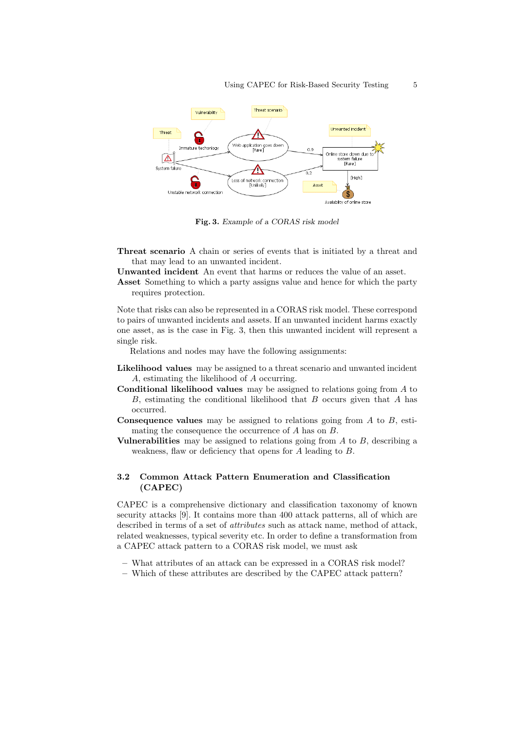Fig. 3. *Example of a CORAS risk model*

**Threat scenario** A chain or series of events that is initiated by a threat and that may lead to an unwanted incident.

**Unwanted incident** An event that harms or reduces the value of an asset.

**Asset** Something to which a party assigns value and hence for which the party requires protection.

Note that risks can also be represented in a CORAS risk model. These correspond to pairs of unwanted incidents and assets. If an unwanted incident harms exactly one asset, as is the case in Fig. 3, then this unwanted incident will represent a single risk.

Relations and nodes may have the following assignments:

**Likelihood values** may be assigned to a threat scenario and unwanted incident $A$, estimating the likelihood of $A$ occurring.

**Conditional likelihood values** may be assigned to relations going from $A$ to $B$, estimating the conditional likelihood that $B$ occurs given that $A$ has occurred.

**Consequence values** may be assigned to relations going from $A$ to $B$, estimating the consequence the occurrence of $A$ has on $B$.

**Vulnerabilities** may be assigned to relations going from $A$ to $B$, describing a weakness, flaw or deficiency that opens for $A$ leading to $B$.

### 3.2 Common Attack Pattern Enumeration and Classification (CAPEC)

CAPEC is a comprehensive dictionary and classification taxonomy of known security attacks [9]. It contains more than 400 attack patterns, all of which are described in terms of a set of *attributes* such as attack name, method of attack, related weaknesses, typical severity etc. In order to define a transformation from a CAPEC attack pattern to a CORAS risk model, we must ask

- What attributes of an attack can be expressed in a CORAS risk model?
- Which of these attributes are described by the CAPEC attack pattern?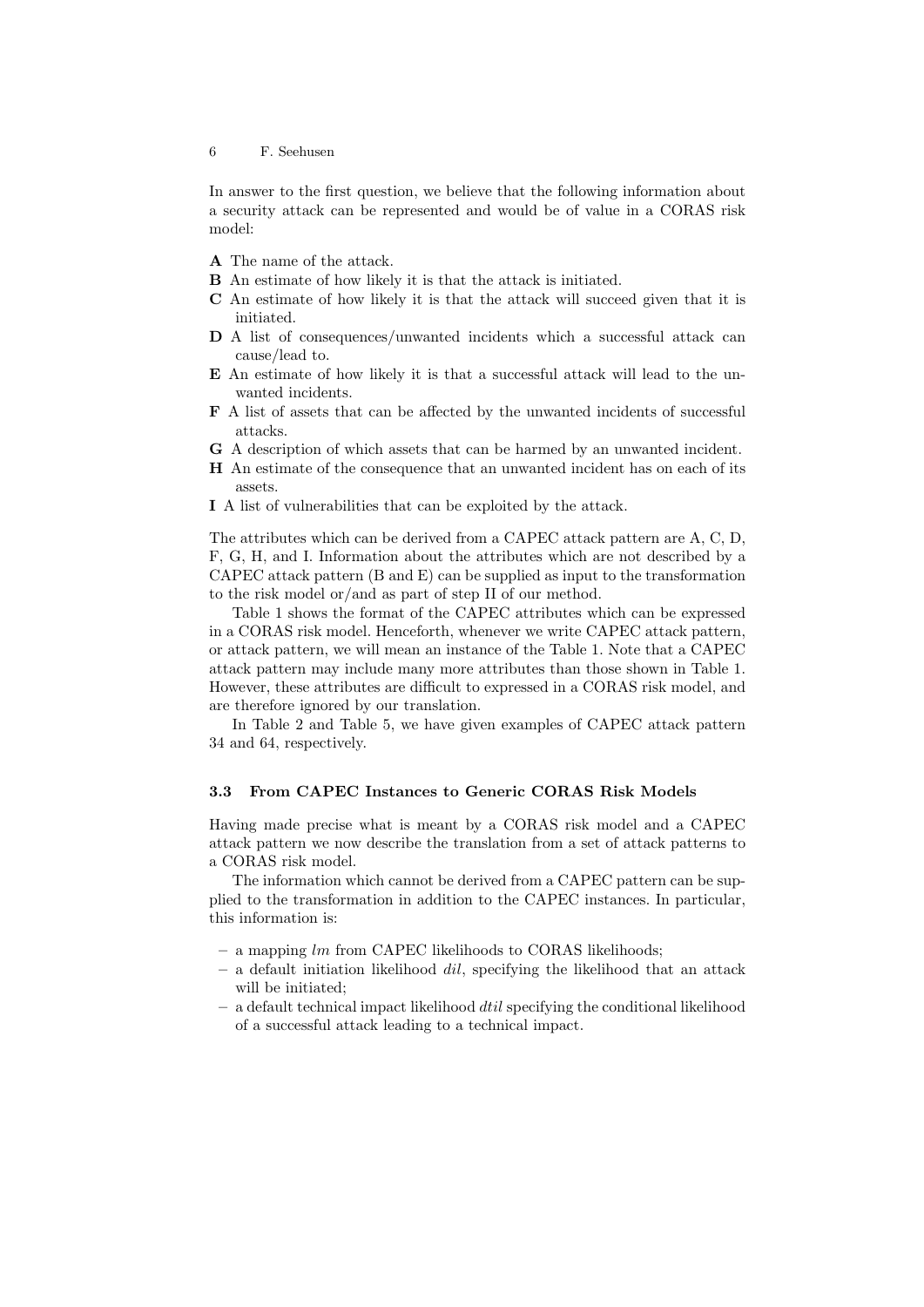In answer to the first question, we believe that the following information about a security attack can be represented and would be of value in a CORAS risk model:

**A** The name of the attack.
**B** An estimate of how likely it is that the attack is initiated.
**C** An estimate of how likely it is that the attack will succeed given that it is initiated.
**D** A list of consequences/unwanted incidents which a successful attack can cause/lead to.
**E** An estimate of how likely it is that a successful attack will lead to the unwanted incidents.
**F** A list of assets that can be affected by the unwanted incidents of successful attacks.
**G** A description of which assets that can be harmed by an unwanted incident.
**H** An estimate of the consequence that an unwanted incident has on each of its assets.
**I** A list of vulnerabilities that can be exploited by the attack.

The attributes which can be derived from a CAPEC attack pattern are A, C, D, F, G, H, and I. Information about the attributes which are not described by a CAPEC attack pattern (B and E) can be supplied as input to the transformation to the risk model or/and as part of step II of our method.

Table 1 shows the format of the CAPEC attributes which can be expressed in a CORAS risk model. Henceforth, whenever we write CAPEC attack pattern, or attack pattern, we will mean an instance of the Table 1. Note that a CAPEC attack pattern may include many more attributes than those shown in Table 1. However, these attributes are difficult to expressed in a CORAS risk model, and are therefore ignored by our translation.

In Table 2 and Table 5, we have given examples of CAPEC attack pattern 34 and 64, respectively.

### 3.3 From CAPEC Instances to Generic CORAS Risk Models

Having made precise what is meant by a CORAS risk model and a CAPEC attack pattern we now describe the translation from a set of attack patterns to a CORAS risk model.

The information which cannot be derived from a CAPEC pattern can be supplied to the transformation in addition to the CAPEC instances. In particular, this information is:

- a mapping $lm$ from CAPEC likelihoods to CORAS likelihoods;
- a default initiation likelihood $dil$, specifying the likelihood that an attack will be initiated;
- a default technical impact likelihood $dtil$ specifying the conditional likelihood of a successful attack leading to a technical impact.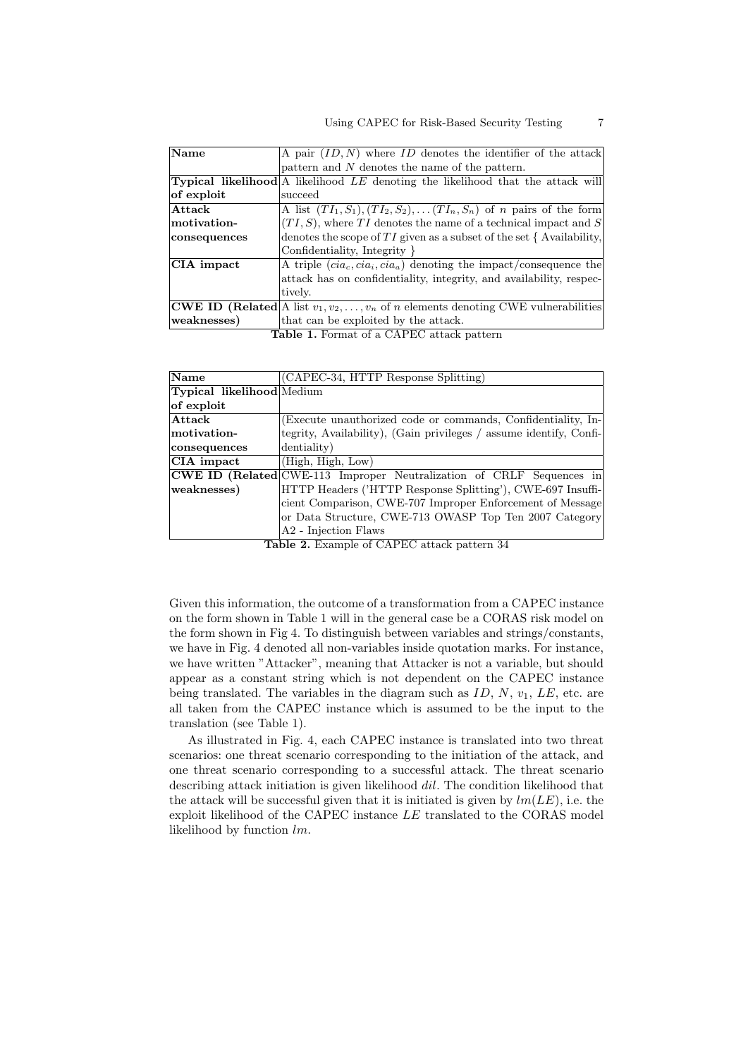| Name | A pair $(ID, N)$ where $ID$ denotes the identifier of the attack pattern and $N$ denotes the name of the pattern. |
|---|---|
| **Typical likelihood of exploit** | A likelihood $LE$ denoting the likelihood that the attack will succeed |
| **Attack motivation-consequences** | A list $(TI_1, S_1), (TI_2, S_2), \ldots (TI_n, S_n)$ of $n$ pairs of the form $(TI, S)$, where $TI$ denotes the name of a technical impact and $S$ denotes the scope of $TI$ given as a subset of the set { Availability, Confidentiality, Integrity } |
| **CIA impact** | A triple $(cia_c, cia_i, cia_a)$ denoting the impact/consequence the attack has on confidentiality, integrity, and availability, respectively. |
| **CWE ID (Related weaknesses)** | A list $v_1, v_2, \ldots, v_n$ of $n$ elements denoting CWE vulnerabilities that can be exploited by the attack. |

**Table 1.** Format of a CAPEC attack pattern

| Name | (CAPEC-34, HTTP Response Splitting) |
|---|---|
| **Typical likelihood of exploit** | Medium |
| **Attack motivation-consequences** | (Execute unauthorized code or commands, Confidentiality, Integrity, Availability), (Gain privileges / assume identify, Confidentiality) |
| **CIA impact** | (High, High, Low) |
| **CWE ID (Related weaknesses)** | CWE-113 Improper Neutralization of CRLF Sequences in HTTP Headers ('HTTP Response Splitting'), CWE-697 Insufficient Comparison, CWE-707 Improper Enforcement of Message or Data Structure, CWE-713 OWASP Top Ten 2007 Category A2 - Injection Flaws |

**Table 2.** Example of CAPEC attack pattern 34

Given this information, the outcome of a transformation from a CAPEC instance on the form shown in Table 1 will in the general case be a CORAS risk model on the form shown in Fig 4. To distinguish between variables and strings/constants, we have in Fig. 4 denoted all non-variables inside quotation marks. For instance, we have written "Attacker", meaning that Attacker is not a variable, but should appear as a constant string which is not dependent on the CAPEC instance being translated. The variables in the diagram such as $ID$, $N$, $v_1$, $LE$, etc. are all taken from the CAPEC instance which is assumed to be the input to the translation (see Table 1).

As illustrated in Fig. 4, each CAPEC instance is translated into two threat scenarios: one threat scenario corresponding to the initiation of the attack, and one threat scenario corresponding to a successful attack. The threat scenario describing attack initiation is given likelihood $dil$. The condition likelihood that the attack will be successful given that it is initiated is given by $lm(LE)$, i.e. the exploit likelihood of the CAPEC instance $LE$ translated to the CORAS model likelihood by function $lm$.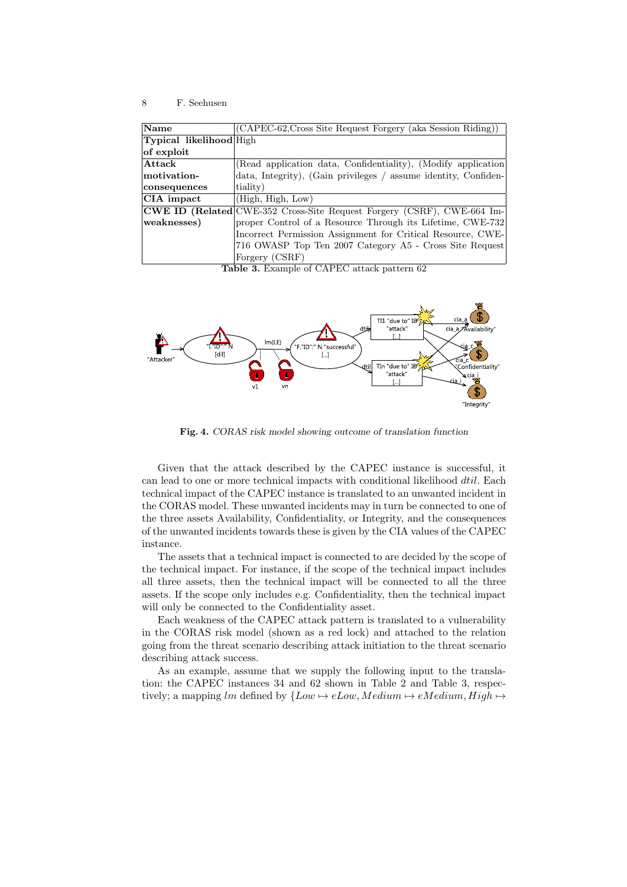| Name | (CAPEC-62,Cross Site Request Forgery (aka Session Riding)) |
|---|---|
| **Typical likelihood of exploit** | High |
| **Attack motivation-consequences** | (Read application data, Confidentiality), (Modify application data, Integrity), (Gain privileges / assume identity, Confidentiality) |
| **CIA impact** | (High, High, Low) |
| **CWE ID (Related weaknesses)** | CWE-352 Cross-Site Request Forgery (CSRF), CWE-664 Improper Control of a Resource Through its Lifetime, CWE-732 Incorrect Permission Assignment for Critical Resource, CWE-716 OWASP Top Ten 2007 Category A5 - Cross Site Request Forgery (CSRF) |

**Table 3.** Example of CAPEC attack pattern 62

**Fig. 4.** *CORAS risk model showing outcome of translation function*

Given that the attack described by the CAPEC instance is successful, it can lead to one or more technical impacts with conditional likelihood *dtil*. Each technical impact of the CAPEC instance is translated to an unwanted incident in the CORAS model. These unwanted incidents may in turn be connected to one of the three assets Availability, Confidentiality, or Integrity, and the consequences of the unwanted incidents towards these is given by the CIA values of the CAPEC instance.

The assets that a technical impact is connected to are decided by the scope of the technical impact. For instance, if the scope of the technical impact includes all three assets, then the technical impact will be connected to all the three assets. If the scope only includes e.g. Confidentiality, then the technical impact will only be connected to the Confidentiality asset.

Each weakness of the CAPEC attack pattern is translated to a vulnerability in the CORAS risk model (shown as a red lock) and attached to the relation going from the threat scenario describing attack initiation to the threat scenario describing attack success.

As an example, assume that we supply the following input to the translation: the CAPEC instances 34 and 62 shown in Table 2 and Table 3, respectively; a mapping $lm$ defined by $\{Low \mapsto eLow, Medium \mapsto eMedium, High \mapsto$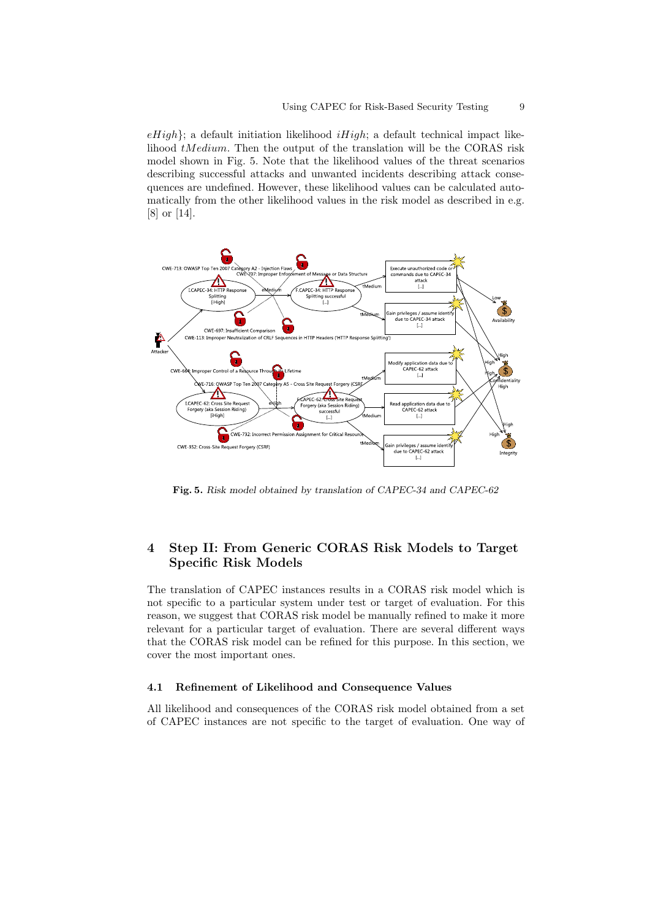$eHigh\}$; a default initiation likelihood $iHigh$; a default technical impact likelihood $tMedium$. Then the output of the translation will be the CORAS risk model shown in Fig. 5. Note that the likelihood values of the threat scenarios describing successful attacks and unwanted incidents describing attack consequences are undefined. However, these likelihood values can be calculated automatically from the other likelihood values in the risk model as described in e.g. [8] or [14].

**Fig. 5.** *Risk model obtained by translation of CAPEC-34 and CAPEC-62*

## 4 Step II: From Generic CORAS Risk Models to Target Specific Risk Models

The translation of CAPEC instances results in a CORAS risk model which is not specific to a particular system under test or target of evaluation. For this reason, we suggest that CORAS risk model be manually refined to make it more relevant for a particular target of evaluation. There are several different ways that the CORAS risk model can be refined for this purpose. In this section, we cover the most important ones.

### 4.1 Refinement of Likelihood and Consequence Values

All likelihood and consequences of the CORAS risk model obtained from a set of CAPEC instances are not specific to the target of evaluation. One way of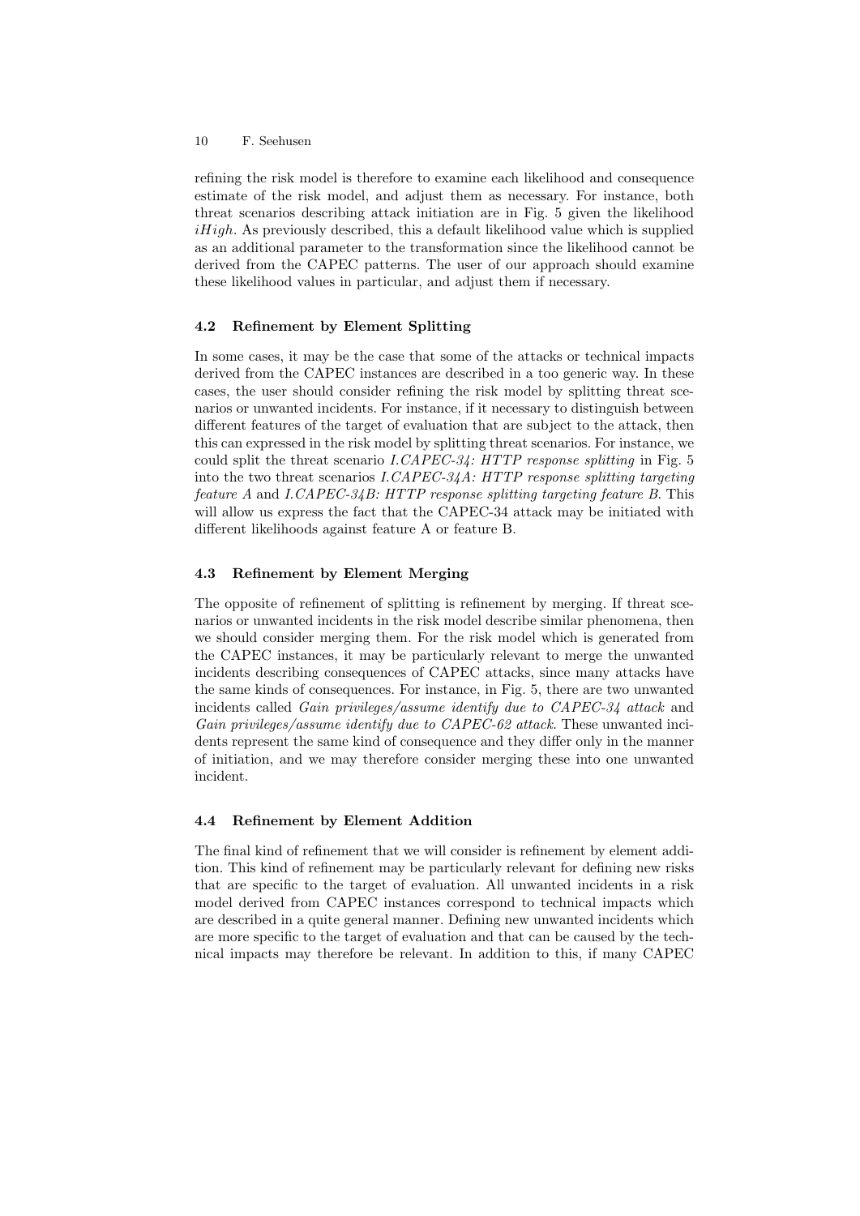refining the risk model is therefore to examine each likelihood and consequence estimate of the risk model, and adjust them as necessary. For instance, both threat scenarios describing attack initiation are in Fig. 5 given the likelihood $iHigh$. As previously described, this a default likelihood value which is supplied as an additional parameter to the transformation since the likelihood cannot be derived from the CAPEC patterns. The user of our approach should examine these likelihood values in particular, and adjust them if necessary.

### 4.2 Refinement by Element Splitting

In some cases, it may be the case that some of the attacks or technical impacts derived from the CAPEC instances are described in a too generic way. In these cases, the user should consider refining the risk model by splitting threat scenarios or unwanted incidents. For instance, if it necessary to distinguish between different features of the target of evaluation that are subject to the attack, then this can expressed in the risk model by splitting threat scenarios. For instance, we could split the threat scenario *I.CAPEC-34: HTTP response splitting* in Fig. 5 into the two threat scenarios *I.CAPEC-34A: HTTP response splitting targeting feature A* and *I.CAPEC-34B: HTTP response splitting targeting feature B*. This will allow us express the fact that the CAPEC-34 attack may be initiated with different likelihoods against feature A or feature B.

### 4.3 Refinement by Element Merging

The opposite of refinement of splitting is refinement by merging. If threat scenarios or unwanted incidents in the risk model describe similar phenomena, then we should consider merging them. For the risk model which is generated from the CAPEC instances, it may be particularly relevant to merge the unwanted incidents describing consequences of CAPEC attacks, since many attacks have the same kinds of consequences. For instance, in Fig. 5, there are two unwanted incidents called *Gain privileges/assume identify due to CAPEC-34 attack* and *Gain privileges/assume identify due to CAPEC-62 attack*. These unwanted incidents represent the same kind of consequence and they differ only in the manner of initiation, and we may therefore consider merging these into one unwanted incident.

### 4.4 Refinement by Element Addition

The final kind of refinement that we will consider is refinement by element addition. This kind of refinement may be particularly relevant for defining new risks that are specific to the target of evaluation. All unwanted incidents in a risk model derived from CAPEC instances correspond to technical impacts which are described in a quite general manner. Defining new unwanted incidents which are more specific to the target of evaluation and that can be caused by the technical impacts may therefore be relevant. In addition to this, if many CAPEC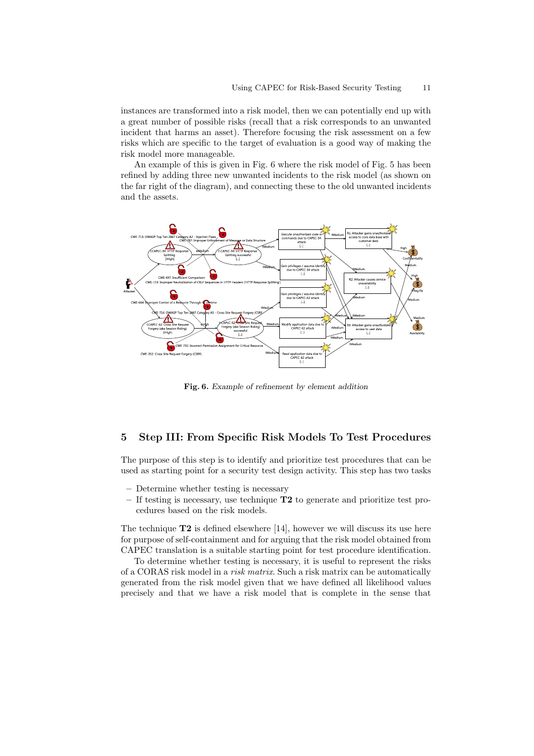instances are transformed into a risk model, then we can potentially end up with a great number of possible risks (recall that a risk corresponds to an unwanted incident that harms an asset). Therefore focusing the risk assessment on a few risks which are specific to the target of evaluation is a good way of making the risk model more manageable.

An example of this is given in Fig. 6 where the risk model of Fig. 5 has been refined by adding three new unwanted incidents to the risk model (as shown on the far right of the diagram), and connecting these to the old unwanted incidents and the assets.

**Fig. 6.** *Example of refinement by element addition*

## 5 Step III: From Specific Risk Models To Test Procedures

The purpose of this step is to identify and prioritize test procedures that can be used as starting point for a security test design activity. This step has two tasks

- Determine whether testing is necessary
- If testing is necessary, use technique **T2** to generate and prioritize test procedures based on the risk models.

The technique **T2** is defined elsewhere [14], however we will discuss its use here for purpose of self-containment and for arguing that the risk model obtained from CAPEC translation is a suitable starting point for test procedure identification.

To determine whether testing is necessary, it is useful to represent the risks of a CORAS risk model in a *risk matrix*. Such a risk matrix can be automatically generated from the risk model given that we have defined all likelihood values precisely and that we have a risk model that is complete in the sense that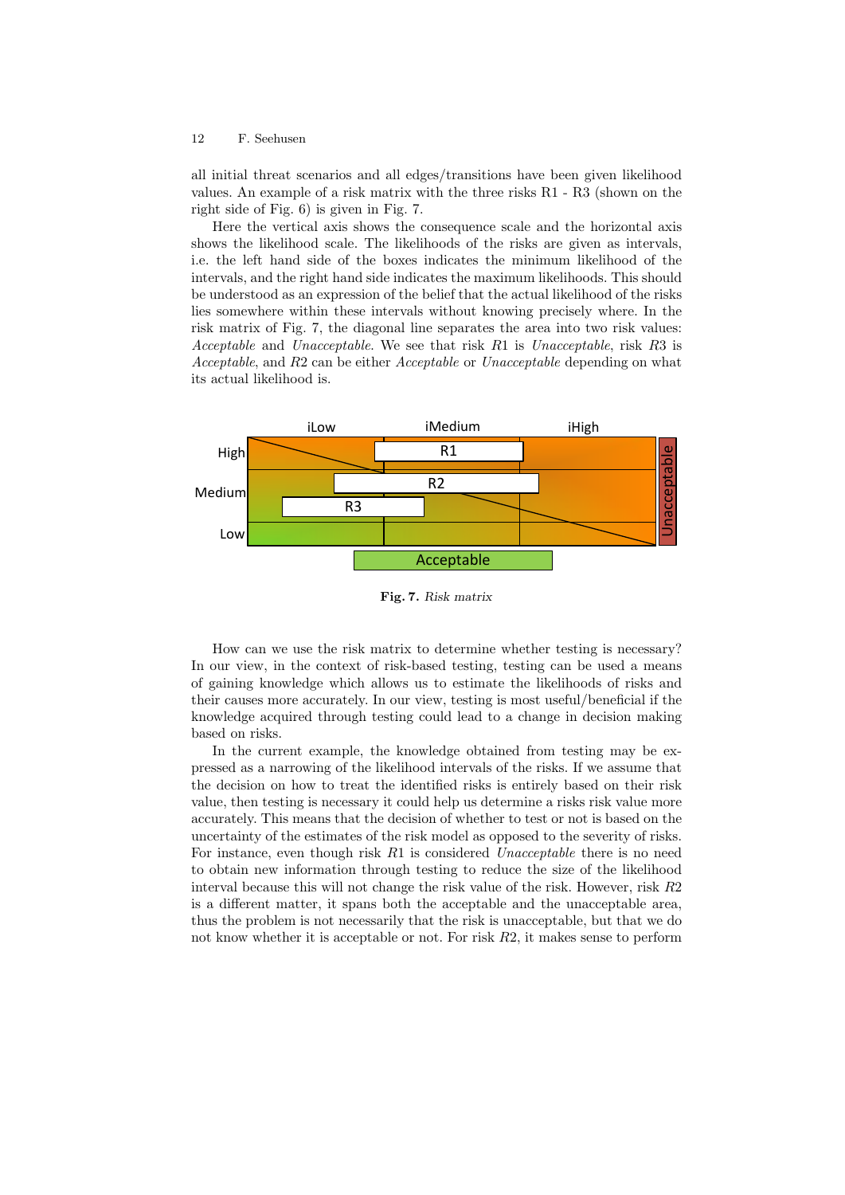all initial threat scenarios and all edges/transitions have been given likelihood values. An example of a risk matrix with the three risks R1 - R3 (shown on the right side of Fig. 6) is given in Fig. 7.

Here the vertical axis shows the consequence scale and the horizontal axis shows the likelihood scale. The likelihoods of the risks are given as intervals, i.e. the left hand side of the boxes indicates the minimum likelihood of the intervals, and the right hand side indicates the maximum likelihoods. This should be understood as an expression of the belief that the actual likelihood of the risks lies somewhere within these intervals without knowing precisely where. In the risk matrix of Fig. 7, the diagonal line separates the area into two risk values: *Acceptable* and *Unacceptable*. We see that risk $R1$ is *Unacceptable*, risk $R3$ is *Acceptable*, and $R2$ can be either *Acceptable* or *Unacceptable* depending on what its actual likelihood is.

**Fig. 7.** *Risk matrix*

How can we use the risk matrix to determine whether testing is necessary? In our view, in the context of risk-based testing, testing can be used a means of gaining knowledge which allows us to estimate the likelihoods of risks and their causes more accurately. In our view, testing is most useful/beneficial if the knowledge acquired through testing could lead to a change in decision making based on risks.

In the current example, the knowledge obtained from testing may be expressed as a narrowing of the likelihood intervals of the risks. If we assume that the decision on how to treat the identified risks is entirely based on their risk value, then testing is necessary it could help us determine a risks risk value more accurately. This means that the decision of whether to test or not is based on the uncertainty of the estimates of the risk model as opposed to the severity of risks. For instance, even though risk $R1$ is considered *Unacceptable* there is no need to obtain new information through testing to reduce the size of the likelihood interval because this will not change the risk value of the risk. However, risk $R2$ is a different matter, it spans both the acceptable and the unacceptable area, thus the problem is not necessarily that the risk is unacceptable, but that we do not know whether it is acceptable or not. For risk $R2$, it makes sense to perform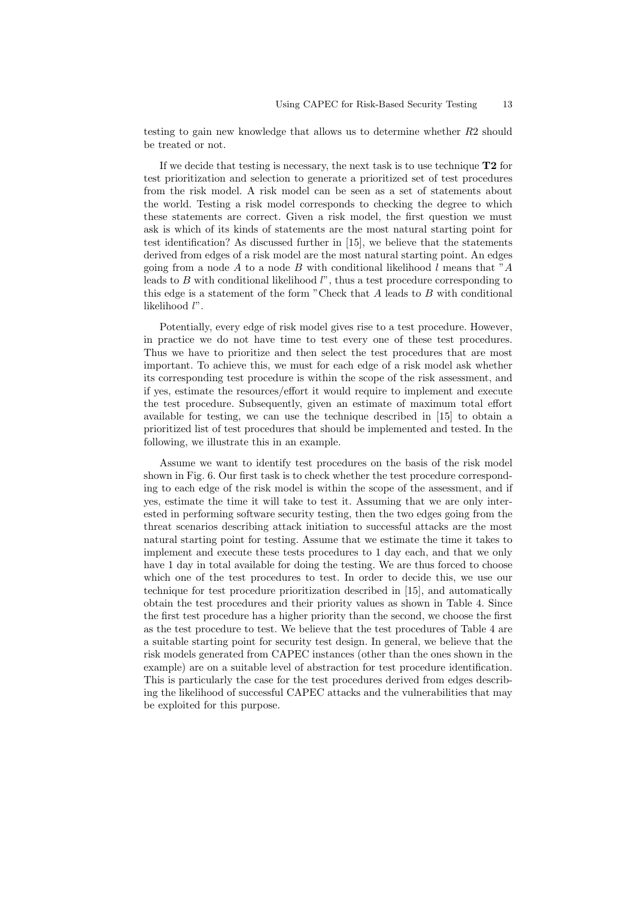testing to gain new knowledge that allows us to determine whether $R2$ should be treated or not.

If we decide that testing is necessary, the next task is to use technique **T2** for test prioritization and selection to generate a prioritized set of test procedures from the risk model. A risk model can be seen as a set of statements about the world. Testing a risk model corresponds to checking the degree to which these statements are correct. Given a risk model, the first question we must ask is which of its kinds of statements are the most natural starting point for test identification? As discussed further in [15], we believe that the statements derived from edges of a risk model are the most natural starting point. An edges going from a node $A$ to a node $B$ with conditional likelihood $l$ means that "$A$ leads to $B$ with conditional likelihood $l$", thus a test procedure corresponding to this edge is a statement of the form "Check that $A$ leads to $B$ with conditional likelihood $l$".

Potentially, every edge of risk model gives rise to a test procedure. However, in practice we do not have time to test every one of these test procedures. Thus we have to prioritize and then select the test procedures that are most important. To achieve this, we must for each edge of a risk model ask whether its corresponding test procedure is within the scope of the risk assessment, and if yes, estimate the resources/effort it would require to implement and execute the test procedure. Subsequently, given an estimate of maximum total effort available for testing, we can use the technique described in [15] to obtain a prioritized list of test procedures that should be implemented and tested. In the following, we illustrate this in an example.

Assume we want to identify test procedures on the basis of the risk model shown in Fig. 6. Our first task is to check whether the test procedure corresponding to each edge of the risk model is within the scope of the assessment, and if yes, estimate the time it will take to test it. Assuming that we are only interested in performing software security testing, then the two edges going from the threat scenarios describing attack initiation to successful attacks are the most natural starting point for testing. Assume that we estimate the time it takes to implement and execute these tests procedures to 1 day each, and that we only have 1 day in total available for doing the testing. We are thus forced to choose which one of the test procedures to test. In order to decide this, we use our technique for test procedure prioritization described in [15], and automatically obtain the test procedures and their priority values as shown in Table 4. Since the first test procedure has a higher priority than the second, we choose the first as the test procedure to test. We believe that the test procedures of Table 4 are a suitable starting point for security test design. In general, we believe that the risk models generated from CAPEC instances (other than the ones shown in the example) are on a suitable level of abstraction for test procedure identification. This is particularly the case for the test procedures derived from edges describing the likelihood of successful CAPEC attacks and the vulnerabilities that may be exploited for this purpose.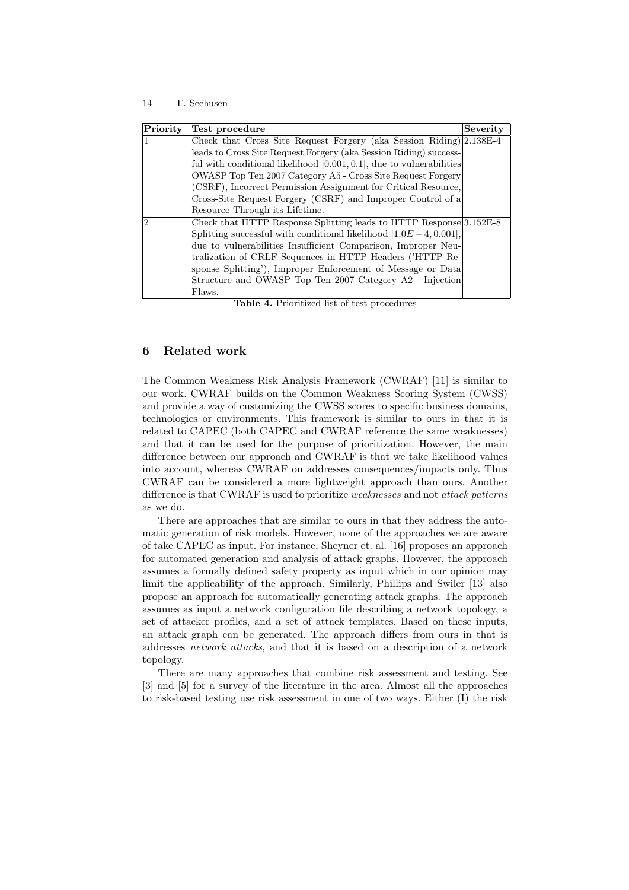| Priority | Test procedure | Severity |
|---|---|---|
| 1 | Check that Cross Site Request Forgery (aka Session Riding) leads to Cross Site Request Forgery (aka Session Riding) successful with conditional likelihood $[0.001, 0.1]$, due to vulnerabilities OWASP Top Ten 2007 Category A5 - Cross Site Request Forgery (CSRF), Incorrect Permission Assignment for Critical Resource, Cross-Site Request Forgery (CSRF) and Improper Control of a Resource Through its Lifetime. | 2.138E-4 |
| 2 | Check that HTTP Response Splitting leads to HTTP Response Splitting successful with conditional likelihood $[1.0E-4, 0.001]$, due to vulnerabilities Insufficient Comparison, Improper Neutralization of CRLF Sequences in HTTP Headers ('HTTP Response Splitting'), Improper Enforcement of Message or Data Structure and OWASP Top Ten 2007 Category A2 - Injection Flaws. | 3.152E-8 |

**Table 4.** Prioritized list of test procedures

## 6 Related work

The Common Weakness Risk Analysis Framework (CWRAF) [11] is similar to our work. CWRAF builds on the Common Weakness Scoring System (CWSS) and provide a way of customizing the CWSS scores to specific business domains, technologies or environments. This framework is similar to ours in that it is related to CAPEC (both CAPEC and CWRAF reference the same weaknesses) and that it can be used for the purpose of prioritization. However, the main difference between our approach and CWRAF is that we take likelihood values into account, whereas CWRAF on addresses consequences/impacts only. Thus CWRAF can be considered a more lightweight approach than ours. Another difference is that CWRAF is used to prioritize *weaknesses* and not *attack patterns* as we do.

There are approaches that are similar to ours in that they address the automatic generation of risk models. However, none of the approaches we are aware of take CAPEC as input. For instance, Sheyner et. al. [16] proposes an approach for automated generation and analysis of attack graphs. However, the approach assumes a formally defined safety property as input which in our opinion may limit the applicability of the approach. Similarly, Phillips and Swiler [13] also propose an approach for automatically generating attack graphs. The approach assumes as input a network configuration file describing a network topology, a set of attacker profiles, and a set of attack templates. Based on these inputs, an attack graph can be generated. The approach differs from ours in that is addresses *network attacks*, and that it is based on a description of a network topology.

There are many approaches that combine risk assessment and testing. See [3] and [5] for a survey of the literature in the area. Almost all the approaches to risk-based testing use risk assessment in one of two ways. Either (I) the risk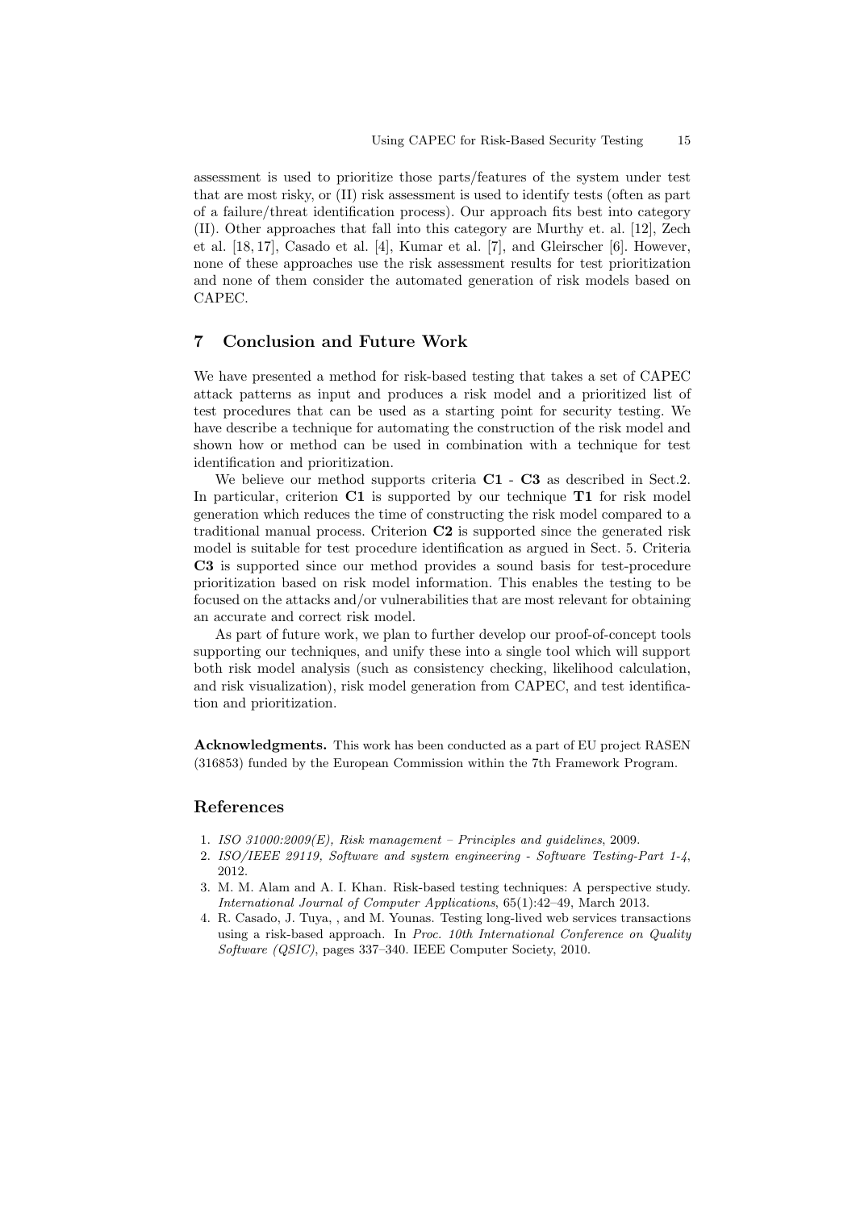assessment is used to prioritize those parts/features of the system under test that are most risky, or (II) risk assessment is used to identify tests (often as part of a failure/threat identification process). Our approach fits best into category (II). Other approaches that fall into this category are Murthy et. al. [12], Zech et al. [18, 17], Casado et al. [4], Kumar et al. [7], and Gleirscher [6]. However, none of these approaches use the risk assessment results for test prioritization and none of them consider the automated generation of risk models based on CAPEC.

## 7 Conclusion and Future Work

We have presented a method for risk-based testing that takes a set of CAPEC attack patterns as input and produces a risk model and a prioritized list of test procedures that can be used as a starting point for security testing. We have describe a technique for automating the construction of the risk model and shown how or method can be used in combination with a technique for test identification and prioritization.

We believe our method supports criteria **C1** - **C3** as described in Sect.2. In particular, criterion **C1** is supported by our technique **T1** for risk model generation which reduces the time of constructing the risk model compared to a traditional manual process. Criterion **C2** is supported since the generated risk model is suitable for test procedure identification as argued in Sect. 5. Criteria **C3** is supported since our method provides a sound basis for test-procedure prioritization based on risk model information. This enables the testing to be focused on the attacks and/or vulnerabilities that are most relevant for obtaining an accurate and correct risk model.

As part of future work, we plan to further develop our proof-of-concept tools supporting our techniques, and unify these into a single tool which will support both risk model analysis (such as consistency checking, likelihood calculation, and risk visualization), risk model generation from CAPEC, and test identification and prioritization.

**Acknowledgments.** This work has been conducted as a part of EU project RASEN (316853) funded by the European Commission within the 7th Framework Program.

## References

1. *ISO 31000:2009(E), Risk management – Principles and guidelines*, 2009.
2. *ISO/IEEE 29119, Software and system engineering - Software Testing-Part 1-4*, 2012.
3. M. M. Alam and A. I. Khan. Risk-based testing techniques: A perspective study. *International Journal of Computer Applications*, 65(1):42–49, March 2013.
4. R. Casado, J. Tuya, , and M. Younas. Testing long-lived web services transactions using a risk-based approach. In *Proc. 10th International Conference on Quality Software (QSIC)*, pages 337–340. IEEE Computer Society, 2010.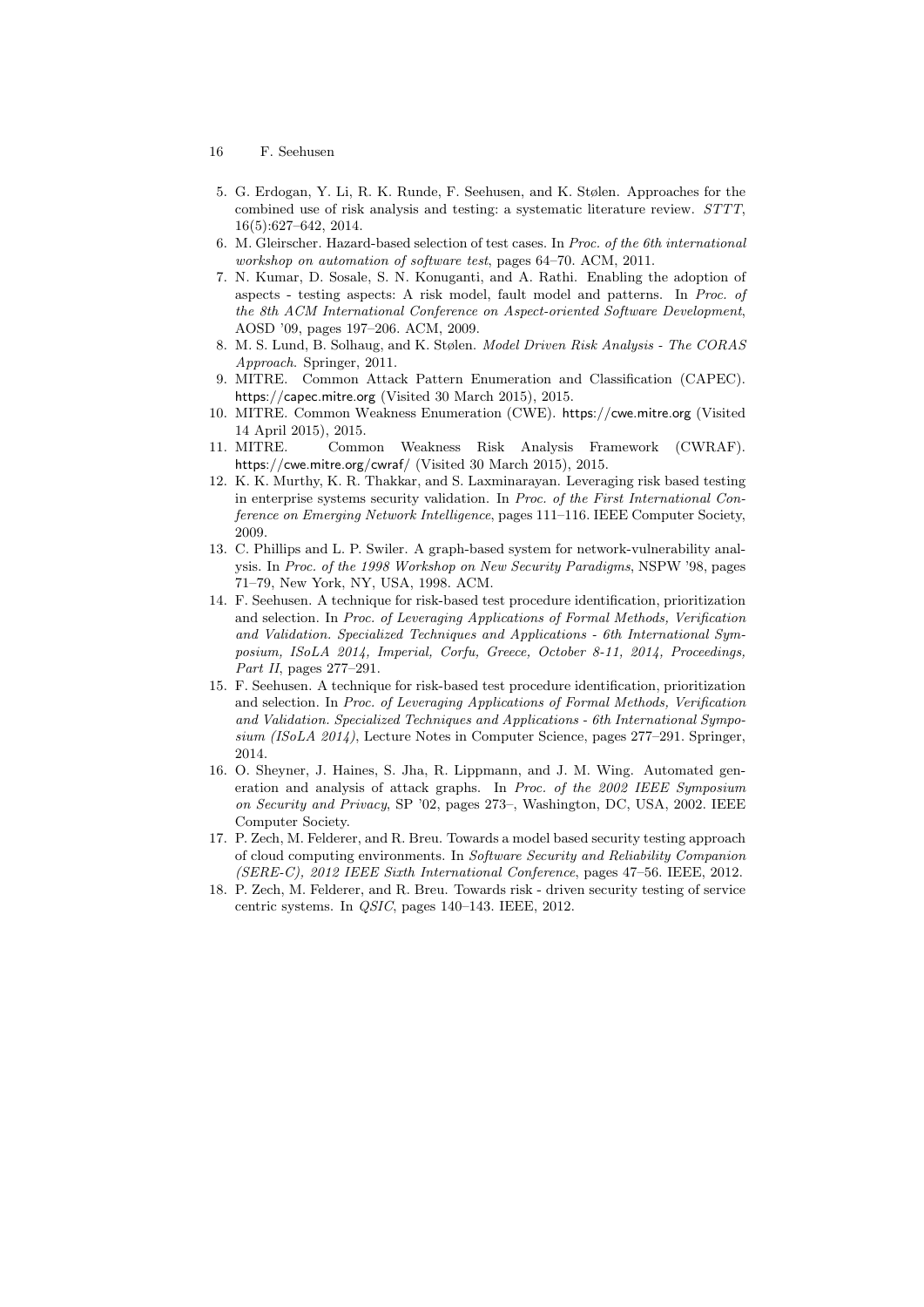5. G. Erdogan, Y. Li, R. K. Runde, F. Seehusen, and K. Stølen. Approaches for the combined use of risk analysis and testing: a systematic literature review. *STTT*, 16(5):627–642, 2014.
6. M. Gleirscher. Hazard-based selection of test cases. In *Proc. of the 6th international workshop on automation of software test*, pages 64–70. ACM, 2011.
7. N. Kumar, D. Sosale, S. N. Konuganti, and A. Rathi. Enabling the adoption of aspects - testing aspects: A risk model, fault model and patterns. In *Proc. of the 8th ACM International Conference on Aspect-oriented Software Development*, AOSD '09, pages 197–206. ACM, 2009.
8. M. S. Lund, B. Solhaug, and K. Stølen. *Model Driven Risk Analysis - The CORAS Approach*. Springer, 2011.
9. MITRE. Common Attack Pattern Enumeration and Classification (CAPEC). https://capec.mitre.org (Visited 30 March 2015), 2015.
10. MITRE. Common Weakness Enumeration (CWE). https://cwe.mitre.org (Visited 14 April 2015), 2015.
11. MITRE. Common Weakness Risk Analysis Framework (CWRAF). https://cwe.mitre.org/cwraf/ (Visited 30 March 2015), 2015.
12. K. K. Murthy, K. R. Thakkar, and S. Laxminarayan. Leveraging risk based testing in enterprise systems security validation. In *Proc. of the First International Conference on Emerging Network Intelligence*, pages 111–116. IEEE Computer Society, 2009.
13. C. Phillips and L. P. Swiler. A graph-based system for network-vulnerability analysis. In *Proc. of the 1998 Workshop on New Security Paradigms*, NSPW '98, pages 71–79, New York, NY, USA, 1998. ACM.
14. F. Seehusen. A technique for risk-based test procedure identification, prioritization and selection. In *Proc. of Leveraging Applications of Formal Methods, Verification and Validation. Specialized Techniques and Applications - 6th International Symposium, ISoLA 2014, Imperial, Corfu, Greece, October 8-11, 2014, Proceedings, Part II*, pages 277–291.
15. F. Seehusen. A technique for risk-based test procedure identification, prioritization and selection. In *Proc. of Leveraging Applications of Formal Methods, Verification and Validation. Specialized Techniques and Applications - 6th International Symposium (ISoLA 2014)*, Lecture Notes in Computer Science, pages 277–291. Springer, 2014.
16. O. Sheyner, J. Haines, S. Jha, R. Lippmann, and J. M. Wing. Automated generation and analysis of attack graphs. In *Proc. of the 2002 IEEE Symposium on Security and Privacy*, SP '02, pages 273–, Washington, DC, USA, 2002. IEEE Computer Society.
17. P. Zech, M. Felderer, and R. Breu. Towards a model based security testing approach of cloud computing environments. In *Software Security and Reliability Companion (SERE-C), 2012 IEEE Sixth International Conference*, pages 47–56. IEEE, 2012.
18. P. Zech, M. Felderer, and R. Breu. Towards risk - driven security testing of service centric systems. In *QSIC*, pages 140–143. IEEE, 2012.